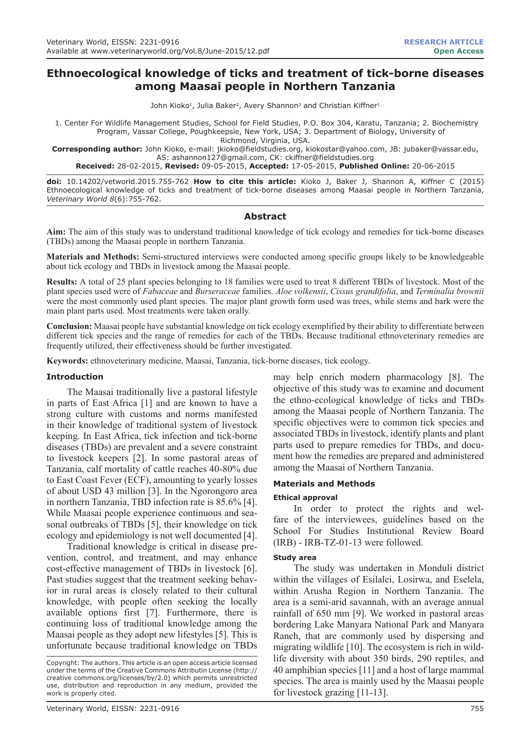RESEARCH ARTICLE
Open Access

# Ethnoecological knowledge of ticks and treatment of tick-borne diseases among Maasai people in Northern Tanzania

John Kioko[1], Julia Baker[2], Avery Shannon[3] and Christian Kiffner[1]

1. Center For Wildlife Management Studies, School for Field Studies, P.O. Box 304, Karatu, Tanzania; 2. Biochemistry Program, Vassar College, Poughkeepsie, New York, USA; 3. Department of Biology, University of Richmond, Virginia, USA.

**Corresponding author:** John Kioko, e-mail: jkioko@fieldstudies.org, kiokostar@yahoo.com, JB: jubaker@vassar.edu, AS: ashannon127@gmail.com, CK: ckiffner@fieldstudies.org

**Received:** 28-02-2015, **Revised:** 09-05-2015, **Accepted:** 17-05-2015, **Published Online:** 20-06-2015

**doi:** 10.14202/vetworld.2015.755-762 **How to cite this article:** Kioko J, Baker J, Shannon A, Kiffner C (2015) Ethnoecological knowledge of ticks and treatment of tick-borne diseases among Maasai people in Northern Tanzania, *Veterinary World 8*(6):755-762.

## Abstract

**Aim:** The aim of this study was to understand traditional knowledge of tick ecology and remedies for tick-borne diseases (TBDs) among the Maasai people in northern Tanzania.

**Materials and Methods:** Semi-structured interviews were conducted among specific groups likely to be knowledgeable about tick ecology and TBDs in livestock among the Maasai people.

**Results:** A total of 25 plant species belonging to 18 families were used to treat 8 different TBDs of livestock. Most of the plant species used were of *Fabaceae* and *Burseraceae* families. *Aloe volkensii*, *Cissus grandifolia*, and *Terminalia brownii* were the most commonly used plant species. The major plant growth form used was trees, while stems and bark were the main plant parts used. Most treatments were taken orally.

**Conclusion:** Maasai people have substantial knowledge on tick ecology exemplified by their ability to differentiate between different tick species and the range of remedies for each of the TBDs. Because traditional ethnoveterinary remedies are frequently utilized, their effectiveness should be further investigated.

**Keywords:** ethnoveterinary medicine, Maasai, Tanzania, tick-borne diseases, tick ecology.

## Introduction

The Maasai traditionally live a pastoral lifestyle in parts of East Africa [1] and are known to have a strong culture with customs and norms manifested in their knowledge of traditional system of livestock keeping. In East Africa, tick infection and tick-borne diseases (TBDs) are prevalent and a severe constraint to livestock keepers [2]. In some pastoral areas of Tanzania, calf mortality of cattle reaches 40-80% due to East Coast Fever (ECF), amounting to yearly losses of about USD 43 million [3]. In the Ngorongoro area in northern Tanzania, TBD infection rate is 85.6% [4]. While Maasai people experience continuous and seasonal outbreaks of TBDs [5], their knowledge on tick ecology and epidemiology is not well documented [4].

Traditional knowledge is critical in disease prevention, control, and treatment, and may enhance cost-effective management of TBDs in livestock [6]. Past studies suggest that the treatment seeking behavior in rural areas is closely related to their cultural knowledge, with people often seeking the locally available options first [7]. Furthermore, there is continuing loss of traditional knowledge among the Maasai people as they adopt new lifestyles [5]. This is unfortunate because traditional knowledge on TBDs may help enrich modern pharmacology [8]. The objective of this study was to examine and document the ethno-ecological knowledge of ticks and TBDs among the Maasai people of Northern Tanzania. The specific objectives were to common tick species and associated TBDs in livestock, identify plants and plant parts used to prepare remedies for TBDs, and document how the remedies are prepared and administered among the Maasai of Northern Tanzania.

## Materials and Methods

### Ethical approval

In order to protect the rights and welfare of the interviewees, guidelines based on the School For Studies Institutional Review Board (IRB) - IRB-TZ-01-13 were followed.

### Study area

The study was undertaken in Monduli district within the villages of Esilalei, Losirwa, and Eselela, within Arusha Region in Northern Tanzania. The area is a semi-arid savannah, with an average annual rainfall of 650 mm [9]. We worked in pastoral areas bordering Lake Manyara National Park and Manyara Ranch, that are commonly used by dispersing and migrating wildlife [10]. The ecosystem is rich in wildlife diversity with about 350 birds, 290 reptiles, and 40 amphibian species [11] and a host of large mammal species. The area is mainly used by the Maasai people for livestock grazing [11-13].

Copyright: The authors. This article is an open access article licensed under the terms of the Creative Commons Attributin License (http:// creative commons.org/licenses/by/2.0) which permits unrestricted use, distribution and reproduction in any medium, provided the work is properly cited.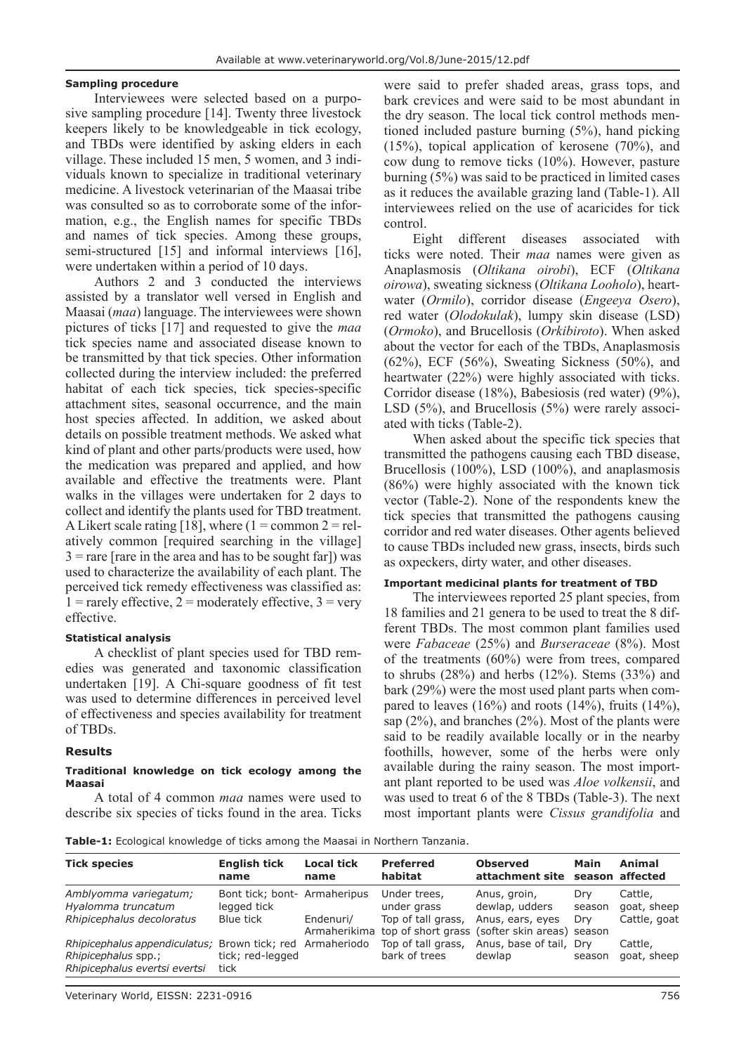#### Sampling procedure

Interviewees were selected based on a purposive sampling procedure [14]. Twenty three livestock keepers likely to be knowledgeable in tick ecology, and TBDs were identified by asking elders in each village. These included 15 men, 5 women, and 3 individuals known to specialize in traditional veterinary medicine. A livestock veterinarian of the Maasai tribe was consulted so as to corroborate some of the information, e.g., the English names for specific TBDs and names of tick species. Among these groups, semi-structured [15] and informal interviews [16], were undertaken within a period of 10 days.

Authors 2 and 3 conducted the interviews assisted by a translator well versed in English and Maasai (*maa*) language. The interviewees were shown pictures of ticks [17] and requested to give the *maa* tick species name and associated disease known to be transmitted by that tick species. Other information collected during the interview included: the preferred habitat of each tick species, tick species-specific attachment sites, seasonal occurrence, and the main host species affected. In addition, we asked about details on possible treatment methods. We asked what kind of plant and other parts/products were used, how the medication was prepared and applied, and how available and effective the treatments were. Plant walks in the villages were undertaken for 2 days to collect and identify the plants used for TBD treatment. A Likert scale rating [18], where (1 = common 2 = relatively common [required searching in the village] 3 = rare [rare in the area and has to be sought far]) was used to characterize the availability of each plant. The perceived tick remedy effectiveness was classified as: 1 = rarely effective, 2 = moderately effective, 3 = very effective.

#### Statistical analysis

A checklist of plant species used for TBD remedies was generated and taxonomic classification undertaken [19]. A Chi-square goodness of fit test was used to determine differences in perceived level of effectiveness and species availability for treatment of TBDs.

## Results

#### Traditional knowledge on tick ecology among the Maasai

A total of 4 common *maa* names were used to describe six species of ticks found in the area. Ticks were said to prefer shaded areas, grass tops, and bark crevices and were said to be most abundant in the dry season. The local tick control methods mentioned included pasture burning (5%), hand picking (15%), topical application of kerosene (70%), and cow dung to remove ticks (10%). However, pasture burning (5%) was said to be practiced in limited cases as it reduces the available grazing land (Table-1). All interviewees relied on the use of acaricides for tick control.

Eight different diseases associated with ticks were noted. Their *maa* names were given as Anaplasmosis (*Oltikana oirobi*), ECF (*Oltikana oirowa*), sweating sickness (*Oltikana Looholo*), heartwater (*Ormilo*), corridor disease (*Engeeya Osero*), red water (*Olodokulak*), lumpy skin disease (LSD) (*Ormoko*), and Brucellosis (*Orkibiroto*). When asked about the vector for each of the TBDs, Anaplasmosis (62%), ECF (56%), Sweating Sickness (50%), and heartwater (22%) were highly associated with ticks. Corridor disease (18%), Babesiosis (red water) (9%), LSD (5%), and Brucellosis (5%) were rarely associated with ticks (Table-2).

When asked about the specific tick species that transmitted the pathogens causing each TBD disease, Brucellosis (100%), LSD (100%), and anaplasmosis (86%) were highly associated with the known tick vector (Table-2). None of the respondents knew the tick species that transmitted the pathogens causing corridor and red water diseases. Other agents believed to cause TBDs included new grass, insects, birds such as oxpeckers, dirty water, and other diseases.

#### Important medicinal plants for treatment of TBD

The interviewees reported 25 plant species, from 18 families and 21 genera to be used to treat the 8 different TBDs. The most common plant families used were *Fabaceae* (25%) and *Burseraceae* (8%). Most of the treatments (60%) were from trees, compared to shrubs (28%) and herbs (12%). Stems (33%) and bark (29%) were the most used plant parts when compared to leaves (16%) and roots (14%), fruits (14%), sap (2%), and branches (2%). Most of the plants were said to be readily available locally or in the nearby foothills, however, some of the herbs were only available during the rainy season. The most important plant reported to be used was *Aloe volkensii*, and was used to treat 6 of the 8 TBDs (Table-3). The next most important plants were *Cissus grandifolia* and

**Table-1:** Ecological knowledge of ticks among the Maasai in Northern Tanzania.

| Tick species | English tick name | Local tick name | Preferred habitat | Observed attachment site | Main season | Animal affected |
|---|---|---|---|---|---|---|
| *Amblyomma variegatum; Hyalomma truncatum* | Bont tick; bont-legged tick | Armaheripus | Under trees, under grass | Anus, groin, dewlap, udders | Dry season | Cattle, goat, sheep |
| *Rhipicephalus decoloratus* | Blue tick | Endenuri/ Armaherikima | Top of tall grass, top of short grass | Anus, ears, eyes (softer skin areas) | Dry season | Cattle, goat |
| *Rhipicephalus appendiculatus; Rhipicephalus* spp.; *Rhipicephalus evertsi evertsi* | Brown tick; red tick; red-legged tick | Armaheriodo | Top of tall grass, bark of trees | Anus, base of tail, dewlap | Dry season | Cattle, goat, sheep |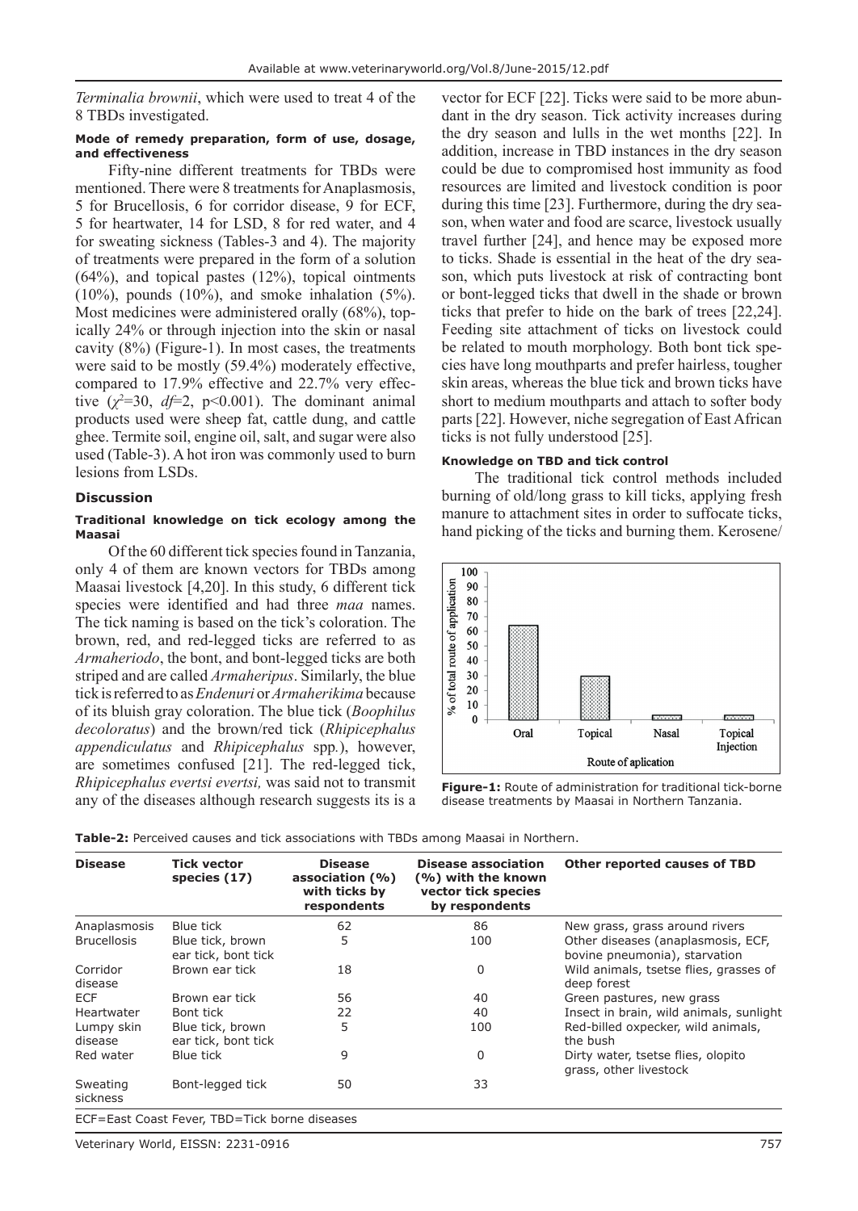*Terminalia brownii*, which were used to treat 4 of the 8 TBDs investigated.

#### Mode of remedy preparation, form of use, dosage, and effectiveness

Fifty-nine different treatments for TBDs were mentioned. There were 8 treatments for Anaplasmosis, 5 for Brucellosis, 6 for corridor disease, 9 for ECF, 5 for heartwater, 14 for LSD, 8 for red water, and 4 for sweating sickness (Tables-3 and 4). The majority of treatments were prepared in the form of a solution (64%), and topical pastes (12%), topical ointments (10%), pounds (10%), and smoke inhalation (5%). Most medicines were administered orally (68%), topically 24% or through injection into the skin or nasal cavity (8%) (Figure-1). In most cases, the treatments were said to be mostly (59.4%) moderately effective, compared to 17.9% effective and 22.7% very effective ($\chi^2$=30, *df*=2, p<0.001). The dominant animal products used were sheep fat, cattle dung, and cattle ghee. Termite soil, engine oil, salt, and sugar were also used (Table-3). A hot iron was commonly used to burn lesions from LSDs.

### Discussion

#### Traditional knowledge on tick ecology among the Maasai

Of the 60 different tick species found in Tanzania, only 4 of them are known vectors for TBDs among Maasai livestock [4,20]. In this study, 6 different tick species were identified and had three *maa* names. The tick naming is based on the tick's coloration. The brown, red, and red-legged ticks are referred to as *Armaheriodo*, the bont, and bont-legged ticks are both striped and are called *Armaheripus*. Similarly, the blue tick is referred to as *Endenuri* or *Armaherikima* because of its bluish gray coloration. The blue tick (*Boophilus decoloratus*) and the brown/red tick (*Rhipicephalus appendiculatus* and *Rhipicephalus* spp.), however, are sometimes confused [21]. The red-legged tick, *Rhipicephalus evertsi evertsi,* was said not to transmit any of the diseases although research suggests its is a vector for ECF [22]. Ticks were said to be more abundant in the dry season. Tick activity increases during the dry season and lulls in the wet months [22]. In addition, increase in TBD instances in the dry season could be due to compromised host immunity as food resources are limited and livestock condition is poor during this time [23]. Furthermore, during the dry season, when water and food are scarce, livestock usually travel further [24], and hence may be exposed more to ticks. Shade is essential in the heat of the dry season, which puts livestock at risk of contracting bont or bont-legged ticks that dwell in the shade or brown ticks that prefer to hide on the bark of trees [22,24]. Feeding site attachment of ticks on livestock could be related to mouth morphology. Both bont tick species have long mouthparts and prefer hairless, tougher skin areas, whereas the blue tick and brown ticks have short to medium mouthparts and attach to softer body parts [22]. However, niche segregation of East African ticks is not fully understood [25].

#### Knowledge on TBD and tick control

The traditional tick control methods included burning of old/long grass to kill ticks, applying fresh manure to attachment sites in order to suffocate ticks, hand picking of the ticks and burning them. Kerosene/

**Figure-1:** Route of administration for traditional tick-borne disease treatments by Maasai in Northern Tanzania.

**Table-2:** Perceived causes and tick associations with TBDs among Maasai in Northern.

| Disease | Tick vector species (17) | Disease association (%) with ticks by respondents | Disease association (%) with the known vector tick species by respondents | Other reported causes of TBD |
|---|---|---|---|---|
| Anaplasmosis | Blue tick | 62 | 86 | New grass, grass around rivers |
| Brucellosis | Blue tick, brown ear tick, bont tick | 5 | 100 | Other diseases (anaplasmosis, ECF, bovine pneumonia), starvation |
| Corridor disease | Brown ear tick | 18 | 0 | Wild animals, tsetse flies, grasses of deep forest |
| ECF | Brown ear tick | 56 | 40 | Green pastures, new grass |
| Heartwater | Bont tick | 22 | 40 | Insect in brain, wild animals, sunlight |
| Lumpy skin disease | Blue tick, brown ear tick, bont tick | 5 | 100 | Red-billed oxpecker, wild animals, the bush |
| Red water | Blue tick | 9 | 0 | Dirty water, tsetse flies, olopito grass, other livestock |
| Sweating sickness | Bont-legged tick | 50 | 33 | |

ECF=East Coast Fever, TBD=Tick borne diseases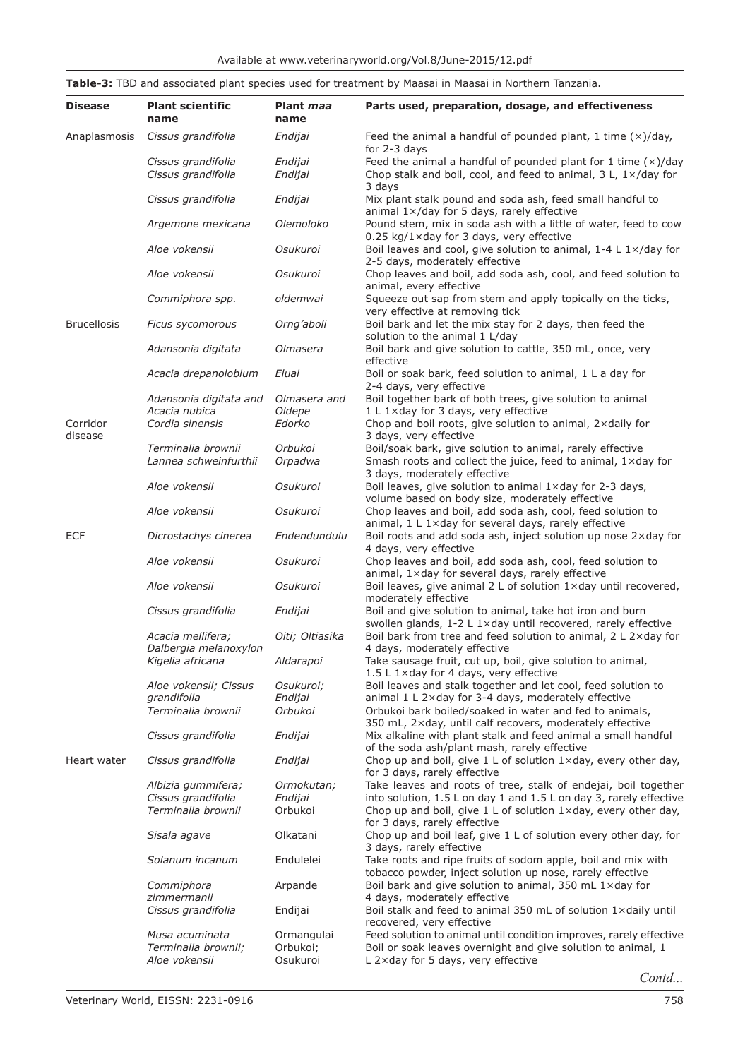**Table-3:** TBD and associated plant species used for treatment by Maasai in Maasai in Northern Tanzania.

| Disease | Plant scientific name | Plant *maa* name | Parts used, preparation, dosage, and effectiveness |
|---|---|---|---|
| Anaplasmosis | *Cissus grandifolia* | *Endijai* | Feed the animal a handful of pounded plant, 1 time (×)/day, for 2-3 days |
| | *Cissus grandifolia* | *Endijai* | Feed the animal a handful of pounded plant for 1 time (×)/day |
| | *Cissus grandifolia* | *Endijai* | Chop stalk and boil, cool, and feed to animal, 3 L, 1×/day for 3 days |
| | *Cissus grandifolia* | *Endijai* | Mix plant stalk pound and soda ash, feed small handful to animal 1×/day for 5 days, rarely effective |
| | *Argemone mexicana* | *Olemoloko* | Pound stem, mix in soda ash with a little of water, feed to cow 0.25 kg/1×day for 3 days, very effective |
| | *Aloe vokensii* | *Osukuroi* | Boil leaves and cool, give solution to animal, 1-4 L 1×/day for 2-5 days, moderately effective |
| | *Aloe vokensii* | *Osukuroi* | Chop leaves and boil, add soda ash, cool, and feed solution to animal, every effective |
| | *Commiphora spp.* | *oldemwai* | Squeeze out sap from stem and apply topically on the ticks, very effective at removing tick |
| Brucellosis | *Ficus sycomorous* | *Orng'aboli* | Boil bark and let the mix stay for 2 days, then feed the solution to the animal 1 L/day |
| | *Adansonia digitata* | *Olmasera* | Boil bark and give solution to cattle, 350 mL, once, very effective |
| | *Acacia drepanolobium* | *Eluai* | Boil or soak bark, feed solution to animal, 1 L a day for 2-4 days, very effective |
| | *Adansonia digitata* and *Acacia nubica* | *Olmasera* and *Oldepe* | Boil together bark of both trees, give solution to animal 1 L 1×day for 3 days, very effective |
| Corridor disease | *Cordia sinensis* | *Edorko* | Chop and boil roots, give solution to animal, 2×daily for 3 days, very effective |
| | *Terminalia brownii* | *Orbukoi* | Boil/soak bark, give solution to animal, rarely effective |
| | *Lannea schweinfurthii* | *Orpadwa* | Smash roots and collect the juice, feed to animal, 1×day for 3 days, moderately effective |
| | *Aloe vokensii* | *Osukuroi* | Boil leaves, give solution to animal 1×day for 2-3 days, volume based on body size, moderately effective |
| | *Aloe vokensii* | *Osukuroi* | Chop leaves and boil, add soda ash, cool, feed solution to animal, 1 L 1×day for several days, rarely effective |
| ECF | *Dicrostachys cinerea* | *Endendundulu* | Boil roots and add soda ash, inject solution up nose 2×day for 4 days, very effective |
| | *Aloe vokensii* | *Osukuroi* | Chop leaves and boil, add soda ash, cool, feed solution to animal, 1×day for several days, rarely effective |
| | *Aloe vokensii* | *Osukuroi* | Boil leaves, give animal 2 L of solution 1×day until recovered, moderately effective |
| | *Cissus grandifolia* | *Endijai* | Boil and give solution to animal, take hot iron and burn swollen glands, 1-2 L 1×day until recovered, rarely effective |
| | *Acacia mellifera; Dalbergia melanoxylon* | *Oiti; Oltiasika* | Boil bark from tree and feed solution to animal, 2 L 2×day for 4 days, moderately effective |
| | *Kigelia africana* | *Aldarapoi* | Take sausage fruit, cut up, boil, give solution to animal, 1.5 L 1×day for 4 days, very effective |
| | *Aloe vokensii; Cissus grandifolia* | *Osukuroi; Endijai* | Boil leaves and stalk together and let cool, feed solution to animal 1 L 2×day for 3-4 days, moderately effective |
| | *Terminalia brownii* | *Orbukoi* | Orbukoi bark boiled/soaked in water and fed to animals, 350 mL, 2×day, until calf recovers, moderately effective |
| | *Cissus grandifolia* | *Endijai* | Mix alkaline with plant stalk and feed animal a small handful of the soda ash/plant mash, rarely effective |
| Heart water | *Cissus grandifolia* | *Endijai* | Chop up and boil, give 1 L of solution 1×day, every other day, for 3 days, rarely effective |
| | *Albizia gummifera; Cissus grandifolia* | *Ormokutan; Endijai* | Take leaves and roots of tree, stalk of endejai, boil together into solution, 1.5 L on day 1 and 1.5 L on day 3, rarely effective |
| | *Terminalia brownii* | Orbukoi | Chop up and boil, give 1 L of solution 1×day, every other day, for 3 days, rarely effective |
| | *Sisala agave* | Olkatani | Chop up and boil leaf, give 1 L of solution every other day, for 3 days, rarely effective |
| | *Solanum incanum* | Endulelei | Take roots and ripe fruits of sodom apple, boil and mix with tobacco powder, inject solution up nose, rarely effective |
| | *Commiphora zimmermanii* | Arpande | Boil bark and give solution to animal, 350 mL 1×day for 4 days, moderately effective |
| | *Cissus grandifolia* | Endijai | Boil stalk and feed to animal 350 mL of solution 1×daily until recovered, very effective |
| | *Musa acuminata* | Ormangulai | Feed solution to animal until condition improves, rarely effective |
| | *Terminalia brownii; Aloe vokensii* | Orbukoi; Osukuroi | Boil or soak leaves overnight and give solution to animal, 1 L 2×day for 5 days, very effective |

*Contd...*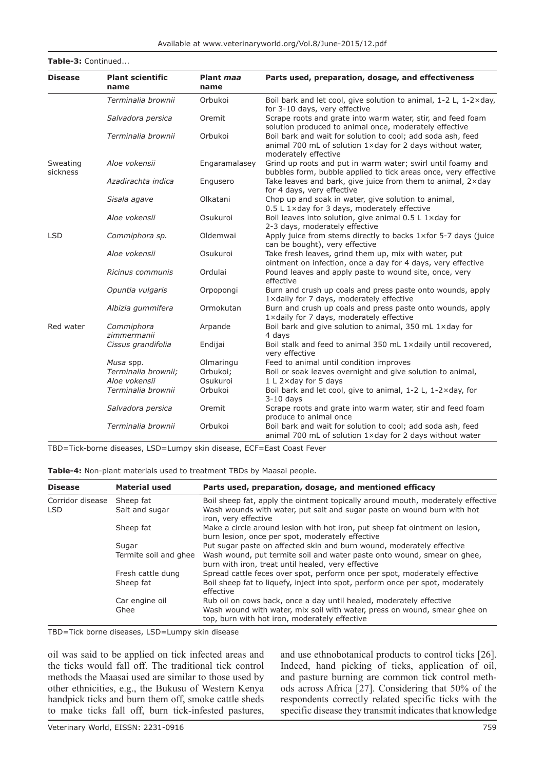**Table-3:** Continued...

| Disease | Plant scientific name | Plant *maa* name | Parts used, preparation, dosage, and effectiveness |
|---|---|---|---|
| | *Terminalia brownii* | Orbukoi | Boil bark and let cool, give solution to animal, 1-2 L, 1-2×day, for 3-10 days, very effective |
| | *Salvadora persica* | Oremit | Scrape roots and grate into warm water, stir, and feed foam solution produced to animal once, moderately effective |
| | *Terminalia brownii* | Orbukoi | Boil bark and wait for solution to cool; add soda ash, feed animal 700 mL of solution 1×day for 2 days without water, moderately effective |
| Sweating sickness | *Aloe vokensii* | Engaramalasey | Grind up roots and put in warm water; swirl until foamy and bubbles form, bubble applied to tick areas once, very effective |
| | *Azadirachta indica* | Engusero | Take leaves and bark, give juice from them to animal, 2×day for 4 days, very effective |
| | *Sisala agave* | Olkatani | Chop up and soak in water, give solution to animal, 0.5 L 1×day for 3 days, moderately effective |
| | *Aloe vokensii* | Osukuroi | Boil leaves into solution, give animal 0.5 L 1×day for 2-3 days, moderately effective |
| LSD | *Commiphora sp.* | Oldemwai | Apply juice from stems directly to backs 1×for 5-7 days (juice can be bought), very effective |
| | *Aloe vokensii* | Osukuroi | Take fresh leaves, grind them up, mix with water, put ointment on infection, once a day for 4 days, very effective |
| | *Ricinus communis* | Ordulai | Pound leaves and apply paste to wound site, once, very effective |
| | *Opuntia vulgaris* | Orpopongi | Burn and crush up coals and press paste onto wounds, apply 1×daily for 7 days, moderately effective |
| | *Albizia gummifera* | Ormokutan | Burn and crush up coals and press paste onto wounds, apply 1×daily for 7 days, moderately effective |
| Red water | *Commiphora zimmermanii* | Arpande | Boil bark and give solution to animal, 350 mL 1×day for 4 days |
| | *Cissus grandifolia* | Endijai | Boil stalk and feed to animal 350 mL 1×daily until recovered, very effective |
| | *Musa* spp. | Olmaringu | Feed to animal until condition improves |
| | *Terminalia brownii*; *Aloe vokensii* | Orbukoi; Osukuroi | Boil or soak leaves overnight and give solution to animal, 1 L 2×day for 5 days |
| | *Terminalia brownii* | Orbukoi | Boil bark and let cool, give to animal, 1-2 L, 1-2×day, for 3-10 days |
| | *Salvadora persica* | Oremit | Scrape roots and grate into warm water, stir and feed foam produce to animal once |
| | *Terminalia brownii* | Orbukoi | Boil bark and wait for solution to cool; add soda ash, feed animal 700 mL of solution 1×day for 2 days without water |

TBD=Tick-borne diseases, LSD=Lumpy skin disease, ECF=East Coast Fever

**Table-4:** Non-plant materials used to treatment TBDs by Maasai people.

| Disease | Material used | Parts used, preparation, dosage, and mentioned efficacy |
|---|---|---|
| Corridor disease | Sheep fat | Boil sheep fat, apply the ointment topically around mouth, moderately effective |
| LSD | Salt and sugar | Wash wounds with water, put salt and sugar paste on wound burn with hot iron, very effective |
| | Sheep fat | Make a circle around lesion with hot iron, put sheep fat ointment on lesion, burn lesion, once per spot, moderately effective |
| | Sugar | Put sugar paste on affected skin and burn wound, moderately effective |
| | Termite soil and ghee | Wash wound, put termite soil and water paste onto wound, smear on ghee, burn with iron, treat until healed, very effective |
| | Fresh cattle dung | Spread cattle feces over spot, perform once per spot, moderately effective |
| | Sheep fat | Boil sheep fat to liquefy, inject into spot, perform once per spot, moderately effective |
| | Car engine oil | Rub oil on cows back, once a day until healed, moderately effective |
| | Ghee | Wash wound with water, mix soil with water, press on wound, smear ghee on top, burn with hot iron, moderately effective |

TBD=Tick borne diseases, LSD=Lumpy skin disease

oil was said to be applied on tick infected areas and the ticks would fall off. The traditional tick control methods the Maasai used are similar to those used by other ethnicities, e.g., the Bukusu of Western Kenya handpick ticks and burn them off, smoke cattle sheds to make ticks fall off, burn tick-infested pastures, and use ethnobotanical products to control ticks [26]. Indeed, hand picking of ticks, application of oil, and pasture burning are common tick control methods across Africa [27]. Considering that 50% of the respondents correctly related specific ticks with the specific disease they transmit indicates that knowledge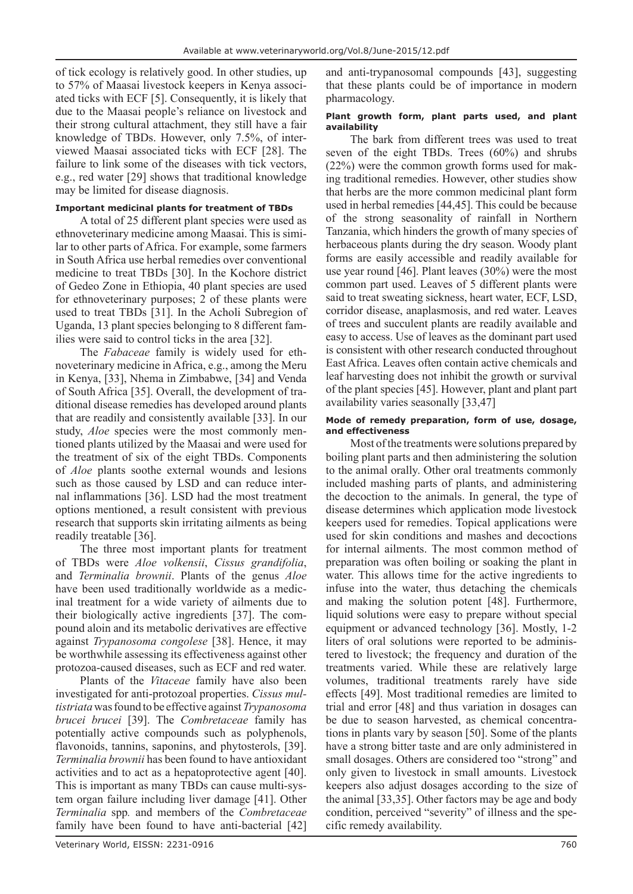of tick ecology is relatively good. In other studies, up to 57% of Maasai livestock keepers in Kenya associated ticks with ECF [5]. Consequently, it is likely that due to the Maasai people's reliance on livestock and their strong cultural attachment, they still have a fair knowledge of TBDs. However, only 7.5%, of interviewed Maasai associated ticks with ECF [28]. The failure to link some of the diseases with tick vectors, e.g., red water [29] shows that traditional knowledge may be limited for disease diagnosis.

#### Important medicinal plants for treatment of TBDs

A total of 25 different plant species were used as ethnoveterinary medicine among Maasai. This is similar to other parts of Africa. For example, some farmers in South Africa use herbal remedies over conventional medicine to treat TBDs [30]. In the Kochore district of Gedeo Zone in Ethiopia, 40 plant species are used for ethnoveterinary purposes; 2 of these plants were used to treat TBDs [31]. In the Acholi Subregion of Uganda, 13 plant species belonging to 8 different families were said to control ticks in the area [32].

The *Fabaceae* family is widely used for ethnoveterinary medicine in Africa, e.g., among the Meru in Kenya, [33], Nhema in Zimbabwe, [34] and Venda of South Africa [35]. Overall, the development of traditional disease remedies has developed around plants that are readily and consistently available [33]. In our study, *Aloe* species were the most commonly mentioned plants utilized by the Maasai and were used for the treatment of six of the eight TBDs. Components of *Aloe* plants soothe external wounds and lesions such as those caused by LSD and can reduce internal inflammations [36]. LSD had the most treatment options mentioned, a result consistent with previous research that supports skin irritating ailments as being readily treatable [36].

The three most important plants for treatment of TBDs were *Aloe volkensii*, *Cissus grandifolia*, and *Terminalia brownii*. Plants of the genus *Aloe* have been used traditionally worldwide as a medicinal treatment for a wide variety of ailments due to their biologically active ingredients [37]. The compound aloin and its metabolic derivatives are effective against *Trypanosoma congolese* [38]. Hence, it may be worthwhile assessing its effectiveness against other protozoa-caused diseases, such as ECF and red water.

Plants of the *Vitaceae* family have also been investigated for anti-protozoal properties. *Cissus multistriata* was found to be effective against *Trypanosoma brucei brucei* [39]. The *Combretaceae* family has potentially active compounds such as polyphenols, flavonoids, tannins, saponins, and phytosterols, [39]. *Terminalia brownii* has been found to have antioxidant activities and to act as a hepatoprotective agent [40]. This is important as many TBDs can cause multi-system organ failure including liver damage [41]. Other *Terminalia* spp. and members of the *Combretaceae* family have been found to have anti-bacterial [42] and anti-trypanosomal compounds [43], suggesting that these plants could be of importance in modern pharmacology.

#### Plant growth form, plant parts used, and plant availability

The bark from different trees was used to treat seven of the eight TBDs. Trees (60%) and shrubs (22%) were the common growth forms used for making traditional remedies. However, other studies show that herbs are the more common medicinal plant form used in herbal remedies [44,45]. This could be because of the strong seasonality of rainfall in Northern Tanzania, which hinders the growth of many species of herbaceous plants during the dry season. Woody plant forms are easily accessible and readily available for use year round [46]. Plant leaves (30%) were the most common part used. Leaves of 5 different plants were said to treat sweating sickness, heart water, ECF, LSD, corridor disease, anaplasmosis, and red water. Leaves of trees and succulent plants are readily available and easy to access. Use of leaves as the dominant part used is consistent with other research conducted throughout East Africa. Leaves often contain active chemicals and leaf harvesting does not inhibit the growth or survival of the plant species [45]. However, plant and plant part availability varies seasonally [33,47]

#### Mode of remedy preparation, form of use, dosage, and effectiveness

Most of the treatments were solutions prepared by boiling plant parts and then administering the solution to the animal orally. Other oral treatments commonly included mashing parts of plants, and administering the decoction to the animals. In general, the type of disease determines which application mode livestock keepers used for remedies. Topical applications were used for skin conditions and mashes and decoctions for internal ailments. The most common method of preparation was often boiling or soaking the plant in water. This allows time for the active ingredients to infuse into the water, thus detaching the chemicals and making the solution potent [48]. Furthermore, liquid solutions were easy to prepare without special equipment or advanced technology [36]. Mostly, 1-2 liters of oral solutions were reported to be administered to livestock; the frequency and duration of the treatments varied. While these are relatively large volumes, traditional treatments rarely have side effects [49]. Most traditional remedies are limited to trial and error [48] and thus variation in dosages can be due to season harvested, as chemical concentrations in plants vary by season [50]. Some of the plants have a strong bitter taste and are only administered in small dosages. Others are considered too "strong" and only given to livestock in small amounts. Livestock keepers also adjust dosages according to the size of the animal [33,35]. Other factors may be age and body condition, perceived "severity" of illness and the specific remedy availability.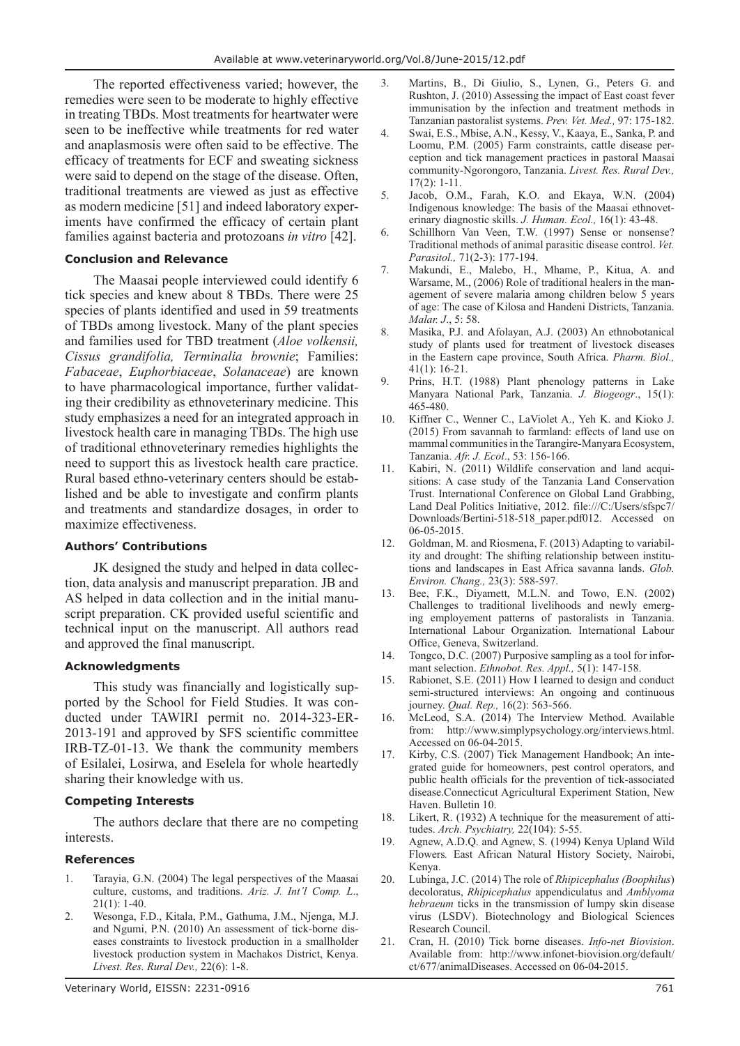The reported effectiveness varied; however, the remedies were seen to be moderate to highly effective in treating TBDs. Most treatments for heartwater were seen to be ineffective while treatments for red water and anaplasmosis were often said to be effective. The efficacy of treatments for ECF and sweating sickness were said to depend on the stage of the disease. Often, traditional treatments are viewed as just as effective as modern medicine [51] and indeed laboratory experiments have confirmed the efficacy of certain plant families against bacteria and protozoans *in vitro* [42].

### Conclusion and Relevance

The Maasai people interviewed could identify 6 tick species and knew about 8 TBDs. There were 25 species of plants identified and used in 59 treatments of TBDs among livestock. Many of the plant species and families used for TBD treatment (*Aloe volkensii, Cissus grandifolia, Terminalia brownie*; Families: *Fabaceae*, *Euphorbiaceae*, *Solanaceae*) are known to have pharmacological importance, further validating their credibility as ethnoveterinary medicine. This study emphasizes a need for an integrated approach in livestock health care in managing TBDs. The high use of traditional ethnoveterinary remedies highlights the need to support this as livestock health care practice. Rural based ethno-veterinary centers should be established and be able to investigate and confirm plants and treatments and standardize dosages, in order to maximize effectiveness.

### Authors' Contributions

JK designed the study and helped in data collection, data analysis and manuscript preparation. JB and AS helped in data collection and in the initial manuscript preparation. CK provided useful scientific and technical input on the manuscript. All authors read and approved the final manuscript.

### Acknowledgments

This study was financially and logistically supported by the School for Field Studies. It was conducted under TAWIRI permit no. 2014-323-ER-2013-191 and approved by SFS scientific committee IRB-TZ-01-13. We thank the community members of Esilalei, Losirwa, and Eselela for whole heartedly sharing their knowledge with us.

### Competing Interests

The authors declare that there are no competing interests.

### References

1. Tarayia, G.N. (2004) The legal perspectives of the Maasai culture, customs, and traditions. *Ariz. J. Int'l Comp. L*., 21(1): 1-40.
2. Wesonga, F.D., Kitala, P.M., Gathuma, J.M., Njenga, M.J. and Ngumi, P.N. (2010) An assessment of tick-borne diseases constraints to livestock production in a smallholder livestock production system in Machakos District, Kenya. *Livest. Res. Rural Dev.,* 22(6): 1-8.
3. Martins, B., Di Giulio, S., Lynen, G., Peters G. and Rushton, J. (2010) Assessing the impact of East coast fever immunisation by the infection and treatment methods in Tanzanian pastoralist systems. *Prev. Vet. Med.,* 97: 175-182.
4. Swai, E.S., Mbise, A.N., Kessy, V., Kaaya, E., Sanka, P. and Loomu, P.M. (2005) Farm constraints, cattle disease perception and tick management practices in pastoral Maasai community-Ngorongoro, Tanzania. *Livest. Res. Rural Dev.,* 17(2): 1-11.
5. Jacob, O.M., Farah, K.O. and Ekaya, W.N. (2004) Indigenous knowledge: The basis of the Maasai ethnoveterinary diagnostic skills. *J. Human. Ecol.,* 16(1): 43-48.
6. Schillhorn Van Veen, T.W. (1997) Sense or nonsense? Traditional methods of animal parasitic disease control. *Vet. Parasitol.,* 71(2-3): 177-194.
7. Makundi, E., Malebo, H., Mhame, P., Kitua, A. and Warsame, M., (2006) Role of traditional healers in the management of severe malaria among children below 5 years of age: The case of Kilosa and Handeni Districts, Tanzania. *Malar. J*., 5: 58.
8. Masika, P.J. and Afolayan, A.J. (2003) An ethnobotanical study of plants used for treatment of livestock diseases in the Eastern cape province, South Africa. *Pharm. Biol.,* 41(1): 16-21.
9. Prins, H.T. (1988) Plant phenology patterns in Lake Manyara National Park, Tanzania. *J. Biogeogr*., 15(1): 465-480.
10. Kiffner C., Wenner C., LaViolet A., Yeh K. and Kioko J. (2015) From savannah to farmland: effects of land use on mammal communities in the Tarangire-Manyara Ecosystem, Tanzania. *Afr. J. Ecol*., 53: 156-166.
11. Kabiri, N. (2011) Wildlife conservation and land acquisitions: A case study of the Tanzania Land Conservation Trust. International Conference on Global Land Grabbing, Land Deal Politics Initiative, 2012. file:///C:/Users/sfspc7/Downloads/Bertini-518-518_paper.pdf012. Accessed on 06-05-2015.
12. Goldman, M. and Riosmena, F. (2013) Adapting to variability and drought: The shifting relationship between institutions and landscapes in East Africa savanna lands. *Glob. Environ. Chang.,* 23(3): 588-597.
13. Bee, F.K., Diyamett, M.L.N. and Towo, E.N. (2002) Challenges to traditional livelihoods and newly emerging employement patterns of pastoralists in Tanzania. International Labour Organization*.* International Labour Office, Geneva, Switzerland.
14. Tongco, D.C. (2007) Purposive sampling as a tool for informant selection. *Ethnobot. Res. Appl.,* 5(1): 147-158.
15. Rabionet, S.E. (2011) How I learned to design and conduct semi-structured interviews: An ongoing and continuous journey. *Qual. Rep.,* 16(2): 563-566.
16. McLeod, S.A. (2014) The Interview Method. Available from: http://www.simplypsychology.org/interviews.html. Accessed on 06-04-2015.
17. Kirby, C.S. (2007) Tick Management Handbook; An integrated guide for homeowners, pest control operators, and public health officials for the prevention of tick-associated disease.Connecticut Agricultural Experiment Station, New Haven. Bulletin 10.
18. Likert, R. (1932) A technique for the measurement of attitudes. *Arch. Psychiatry,* 22(104): 5-55.
19. Agnew, A.D.Q. and Agnew, S. (1994) Kenya Upland Wild Flowers*.* East African Natural History Society, Nairobi, Kenya.
20. Lubinga, J.C. (2014) The role of *Rhipicephalus (Boophilus*) decoloratus, *Rhipicephalus* appendiculatus and *Amblyoma hebraeum* ticks in the transmission of lumpy skin disease virus (LSDV). Biotechnology and Biological Sciences Research Council.
21. Cran, H. (2010) Tick borne diseases. *Info-net Biovision*. Available from: http://www.infonet-biovision.org/default/ct/677/animalDiseases. Accessed on 06-04-2015.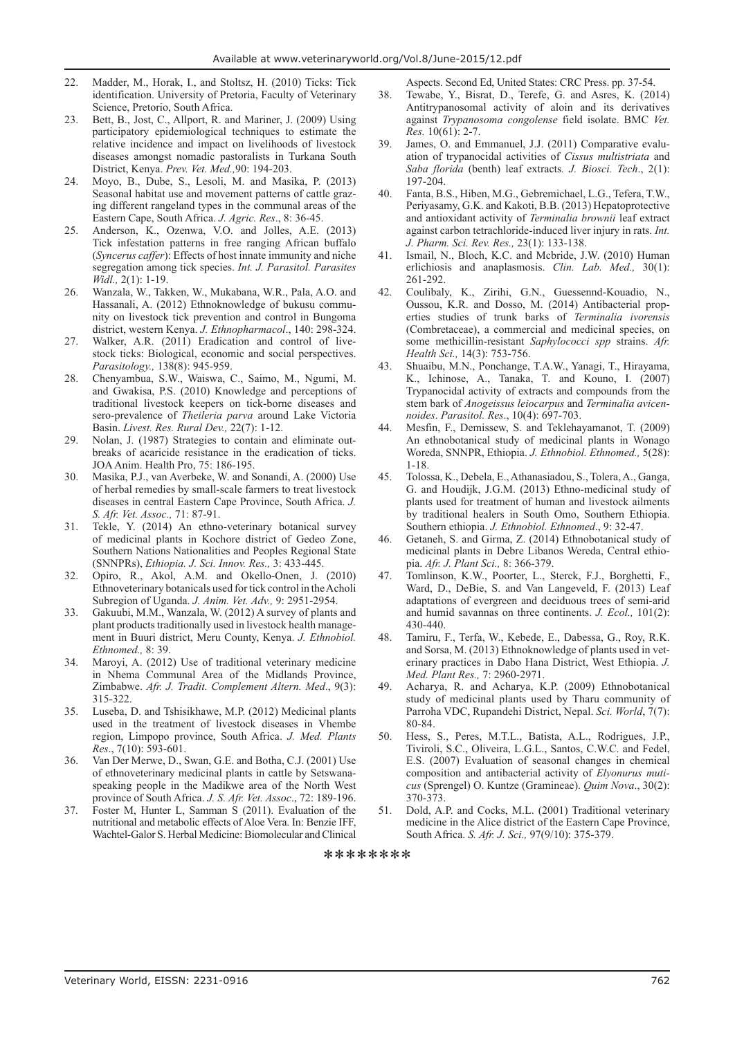22. Madder, M., Horak, I., and Stoltsz, H. (2010) Ticks: Tick identification. University of Pretoria, Faculty of Veterinary Science, Pretorio, South Africa.
23. Bett, B., Jost, C., Allport, R. and Mariner, J. (2009) Using participatory epidemiological techniques to estimate the relative incidence and impact on livelihoods of livestock diseases amongst nomadic pastoralists in Turkana South District, Kenya. *Prev. Vet. Med.,*90: 194-203.
24. Moyo, B., Dube, S., Lesoli, M. and Masika, P. (2013) Seasonal habitat use and movement patterns of cattle grazing different rangeland types in the communal areas of the Eastern Cape, South Africa. *J. Agric. Res*., 8: 36-45.
25. Anderson, K., Ozenwa, V.O. and Jolles, A.E. (2013) Tick infestation patterns in free ranging African buffalo (*Syncerus caffer*): Effects of host innate immunity and niche segregation among tick species. *Int. J. Parasitol. Parasites Widl.,* 2(1): 1-19.
26. Wanzala, W., Takken, W., Mukabana, W.R., Pala, A.O. and Hassanali, A. (2012) Ethnoknowledge of bukusu community on livestock tick prevention and control in Bungoma district, western Kenya. *J. Ethnopharmacol*., 140: 298-324.
27. Walker, A.R. (2011) Eradication and control of livestock ticks: Biological, economic and social perspectives. *Parasitology.,* 138(8): 945-959.
28. Chenyambua, S.W., Waiswa, C., Saimo, M., Ngumi, M. and Gwakisa, P.S. (2010) Knowledge and perceptions of traditional livestock keepers on tick-borne diseases and sero-prevalence of *Theileria parva* around Lake Victoria Basin. *Livest. Res. Rural Dev.,* 22(7): 1-12.
29. Nolan, J. (1987) Strategies to contain and eliminate outbreaks of acaricide resistance in the eradication of ticks. JOA Anim. Health Pro, 75: 186-195.
30. Masika, P.J., van Averbeke, W. and Sonandi, A. (2000) Use of herbal remedies by small-scale farmers to treat livestock diseases in central Eastern Cape Province, South Africa. *J. S. Afr. Vet. Assoc.,* 71: 87-91.
31. Tekle, Y. (2014) An ethno-veterinary botanical survey of medicinal plants in Kochore district of Gedeo Zone, Southern Nations Nationalities and Peoples Regional State (SNNPRs), *Ethiopia. J. Sci. Innov. Res.,* 3: 433-445.
32. Opiro, R., Akol, A.M. and Okello-Onen, J. (2010) Ethnoveterinary botanicals used for tick control in the Acholi Subregion of Uganda. *J. Anim. Vet. Adv.,* 9: 2951-2954.
33. Gakuubi, M.M., Wanzala, W. (2012) A survey of plants and plant products traditionally used in livestock health management in Buuri district, Meru County, Kenya. *J. Ethnobiol. Ethnomed.,* 8: 39.
34. Maroyi, A. (2012) Use of traditional veterinary medicine in Nhema Communal Area of the Midlands Province, Zimbabwe. *Afr. J. Tradit. Complement Altern. Med*., 9(3): 315-322.
35. Luseba, D. and Tshisikhawe, M.P. (2012) Medicinal plants used in the treatment of livestock diseases in Vhembe region, Limpopo province, South Africa. *J. Med. Plants Res*., 7(10): 593-601.
36. Van Der Merwe, D., Swan, G.E. and Botha, C.J. (2001) Use of ethnoveterinary medicinal plants in cattle by Setswana-speaking people in the Madikwe area of the North West province of South Africa. *J. S. Afr. Vet. Assoc*., 72: 189-196.
37. Foster M, Hunter L, Samman S (2011). Evaluation of the nutritional and metabolic effects of Aloe Vera. In: Benzie IFF, Wachtel-Galor S. Herbal Medicine: Biomolecular and Clinical Aspects. Second Ed, United States: CRC Press. pp. 37-54.
38. Tewabe, Y., Bisrat, D., Terefe, G. and Asres, K. (2014) Antitrypanosomal activity of aloin and its derivatives against *Trypanosoma congolense* field isolate. BMC *Vet. Res.* 10(61): 2-7.
39. James, O. and Emmanuel, J.J. (2011) Comparative evaluation of trypanocidal activities of *Cissus multistriata* and *Saba florida* (benth) leaf extracts*. J. Biosci. Tech*., 2(1): 197-204.
40. Fanta, B.S., Hiben, M.G., Gebremichael, L.G., Tefera, T.W., Periyasamy, G.K. and Kakoti, B.B. (2013) Hepatoprotective and antioxidant activity of *Terminalia brownii* leaf extract against carbon tetrachloride-induced liver injury in rats. *Int. J. Pharm. Sci. Rev. Res.,* 23(1): 133-138.
41. Ismail, N., Bloch, K.C. and Mcbride, J.W. (2010) Human erlichiosis and anaplasmosis. *Clin. Lab. Med.,* 30(1): 261-292.
42. Coulibaly, K., Zirihi, G.N., Guessennd-Kouadio, N., Oussou, K.R. and Dosso, M. (2014) Antibacterial properties studies of trunk barks of *Terminalia ivorensis* (Combretaceae), a commercial and medicinal species, on some methicillin-resistant *Saphylococci spp* strains. *Afr. Health Sci.,* 14(3): 753-756.
43. Shuaibu, M.N., Ponchange, T.A.W., Yanagi, T., Hirayama, K., Ichinose, A., Tanaka, T. and Kouno, I. (2007) Trypanocidal activity of extracts and compounds from the stem bark of *Anogeissus leiocarpus* and *Terminalia avicennoides*. *Parasitol. Res*., 10(4): 697-703.
44. Mesfin, F., Demissew, S. and Teklehayamanot, T. (2009) An ethnobotanical study of medicinal plants in Wonago Woreda, SNNPR, Ethiopia. *J. Ethnobiol. Ethnomed.,* 5(28): 1-18.
45. Tolossa, K., Debela, E., Athanasiadou, S., Tolera, A., Ganga, G. and Houdijk, J.G.M. (2013) Ethno-medicinal study of plants used for treatment of human and livestock ailments by traditional healers in South Omo, Southern Ethiopia. Southern ethiopia. *J. Ethnobiol. Ethnomed*., 9: 32-47.
46. Getaneh, S. and Girma, Z. (2014) Ethnobotanical study of medicinal plants in Debre Libanos Wereda, Central ethiopia. *Afr. J. Plant Sci.,* 8: 366-379.
47. Tomlinson, K.W., Poorter, L., Sterck, F.J., Borghetti, F., Ward, D., DeBie, S. and Van Langeveld, F. (2013) Leaf adaptations of evergreen and deciduous trees of semi-arid and humid savannas on three continents. *J. Ecol.,* 101(2): 430-440.
48. Tamiru, F., Terfa, W., Kebede, E., Dabessa, G., Roy, R.K. and Sorsa, M. (2013) Ethnoknowledge of plants used in veterinary practices in Dabo Hana District, West Ethiopia. *J. Med. Plant Res.,* 7: 2960-2971.
49. Acharya, R. and Acharya, K.P. (2009) Ethnobotanical study of medicinal plants used by Tharu community of Parroha VDC, Rupandehi District, Nepal. *Sci. World*, 7(7): 80-84.
50. Hess, S., Peres, M.T.L., Batista, A.L., Rodrigues, J.P., Tiviroli, S.C., Oliveira, L.G.L., Santos, C.W.C. and Fedel, E.S. (2007) Evaluation of seasonal changes in chemical composition and antibacterial activity of *Elyonurus muticus* (Sprengel) O. Kuntze (Gramineae). *Quim Nova*., 30(2): 370-373.
51. Dold, A.P. and Cocks, M.L. (2001) Traditional veterinary medicine in the Alice district of the Eastern Cape Province, South Africa. *S. Afr. J. Sci.,* 97(9/10): 375-379.

********